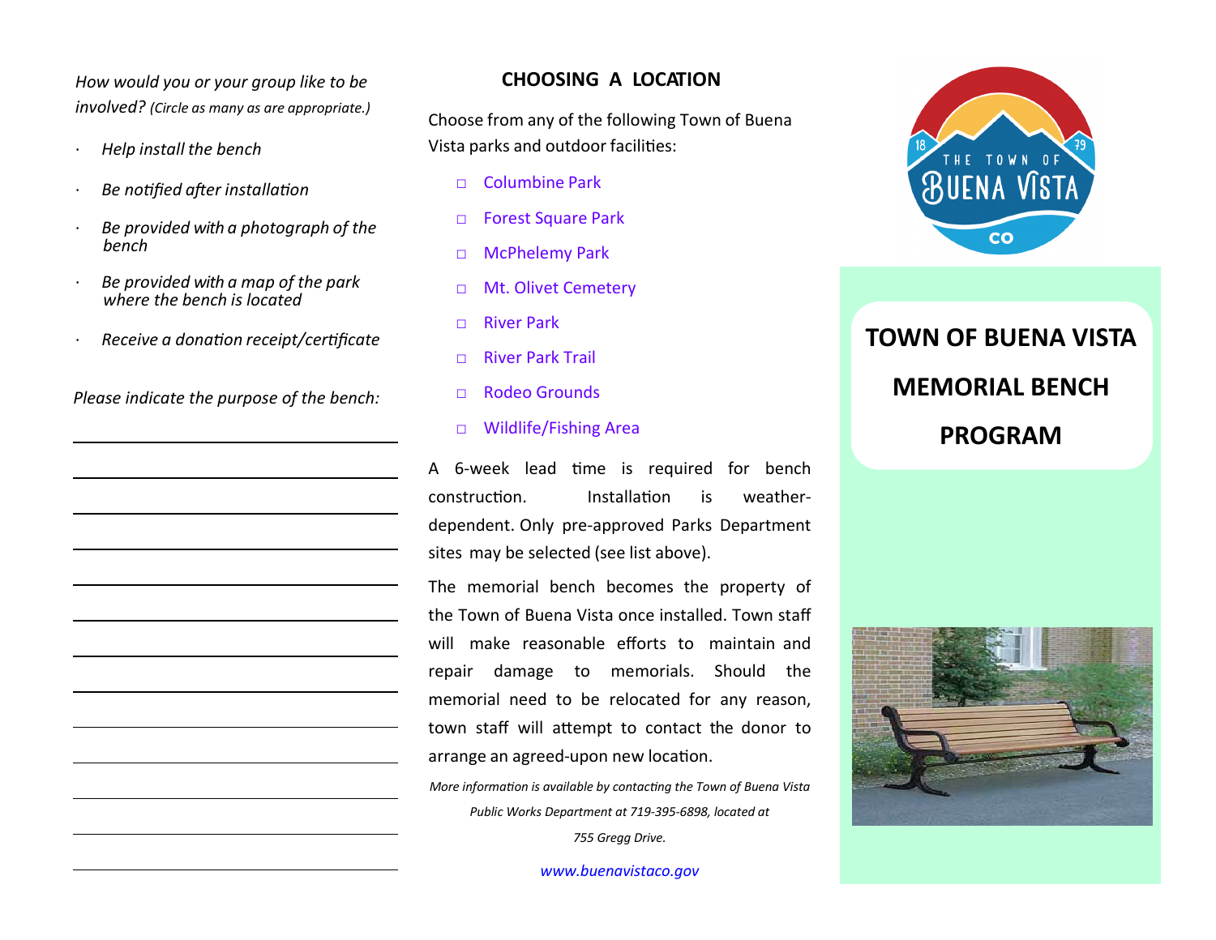*How would you or your group like to be involved? (Circle as many as are appropriate.)*

- *Help install the bench*
- *Be notified after installation*
- *Be provided with a photograph of the bench*
- *Be provided with a map of the park where the bench is located*
- *Receive a donation receipt/certificate*

*Please indicate the purpose of the bench:*

______________________________

______________________________

______________________________

______________________________

______________________________

______________________________

______________________________

______________________________

______________________________

______________________________

______________________________

______________________________

______________________________

## CHOOSING A LOCATION

Choose from any of the following Town of Buena Vista parks and outdoor facilities:

- ☐ Columbine Park
- ☐ Forest Square Park
- ☐ McPhelemy Park
- ☐ Mt. Olivet Cemetery
- ☐ River Park
- ☐ River Park Trail
- ☐ Rodeo Grounds
- ☐ Wildlife/Fishing Area

A 6-week lead time is required for bench construction. Installation is weather-dependent. Only pre-approved Parks Department sites may be selected (see list above).

The memorial bench becomes the property of the Town of Buena Vista once installed. Town staff will make reasonable efforts to maintain and repair damage to memorials. Should the memorial need to be relocated for any reason, town staff will attempt to contact the donor to arrange an agreed-upon new location.

*More information is available by contacting the Town of Buena Vista Public Works Department at 719-395-6898, located at 755 Gregg Drive.*

*www.buenavistaco.gov*

18 THE TOWN OF BUENA VISTA 79 CO

# TOWN OF BUENA VISTA MEMORIAL BENCH PROGRAM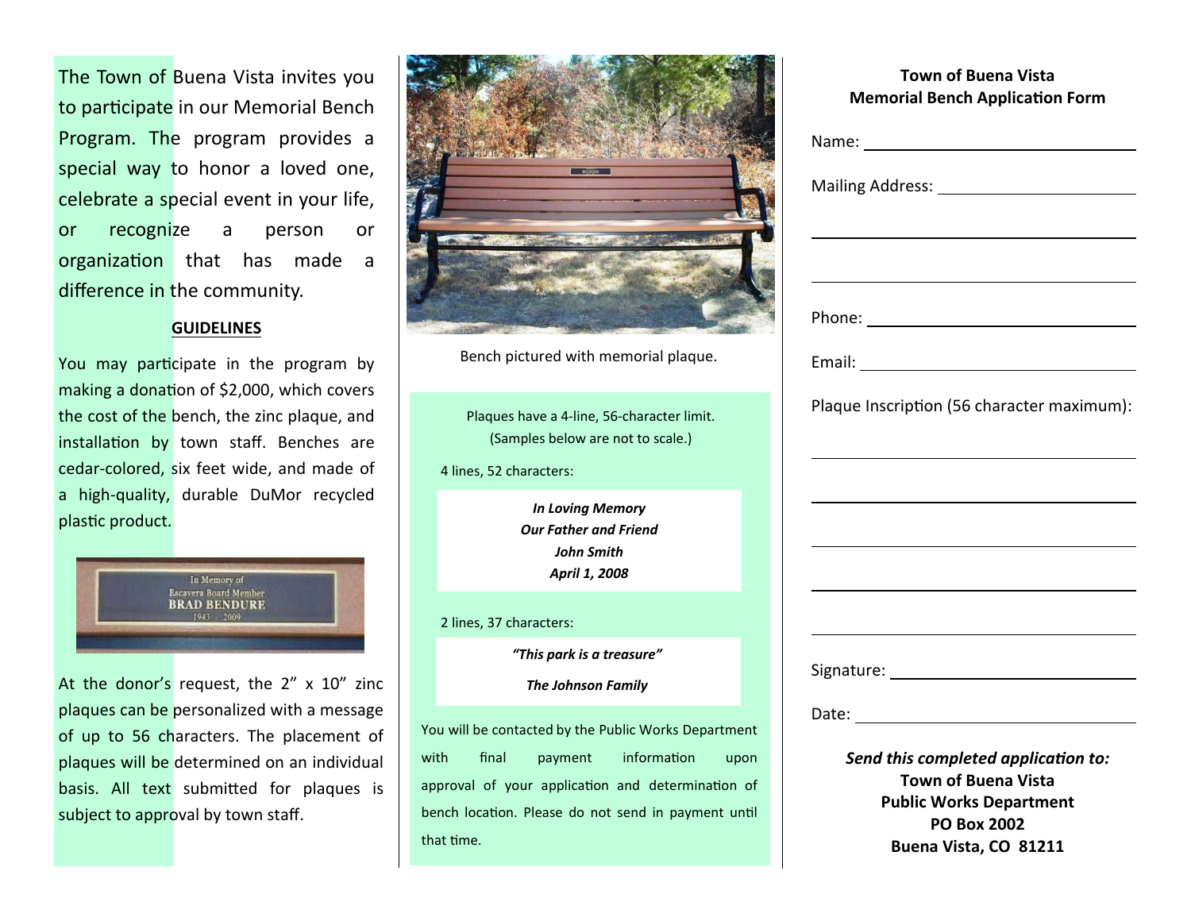The Town of Buena Vista invites you to participate in our Memorial Bench Program. The program provides a special way to honor a loved one, celebrate a special event in your life, or recognize a person or organization that has made a difference in the community.

**GUIDELINES**

You may participate in the program by making a donation of $2,000, which covers the cost of the bench, the zinc plaque, and installation by town staff. Benches are cedar-colored, six feet wide, and made of a high-quality, durable DuMor recycled plastic product.

At the donor's request, the 2" x 10" zinc plaques can be personalized with a message of up to 56 characters. The placement of plaques will be determined on an individual basis. All text submitted for plaques is subject to approval by town staff.

Bench pictured with memorial plaque.

Plaques have a 4-line, 56-character limit.
(Samples below are not to scale.)

4 lines, 52 characters:

***In Loving Memory***
***Our Father and Friend***
***John Smith***
***April 1, 2008***

2 lines, 37 characters:

***"This park is a treasure"***
***The Johnson Family***

You will be contacted by the Public Works Department with final payment information upon approval of your application and determination of bench location. Please do not send in payment until that time.

**Town of Buena Vista**
**Memorial Bench Application Form**

Name: ______________________

Mailing Address: ______________________

______________________

______________________

Phone: ______________________

Email: ______________________

Plaque Inscription (56 character maximum):

______________________

______________________

______________________

______________________

______________________

Signature: ______________________

Date: ______________________

***Send this completed application to:***
**Town of Buena Vista**
**Public Works Department**
**PO Box 2002**
**Buena Vista, CO 81211**